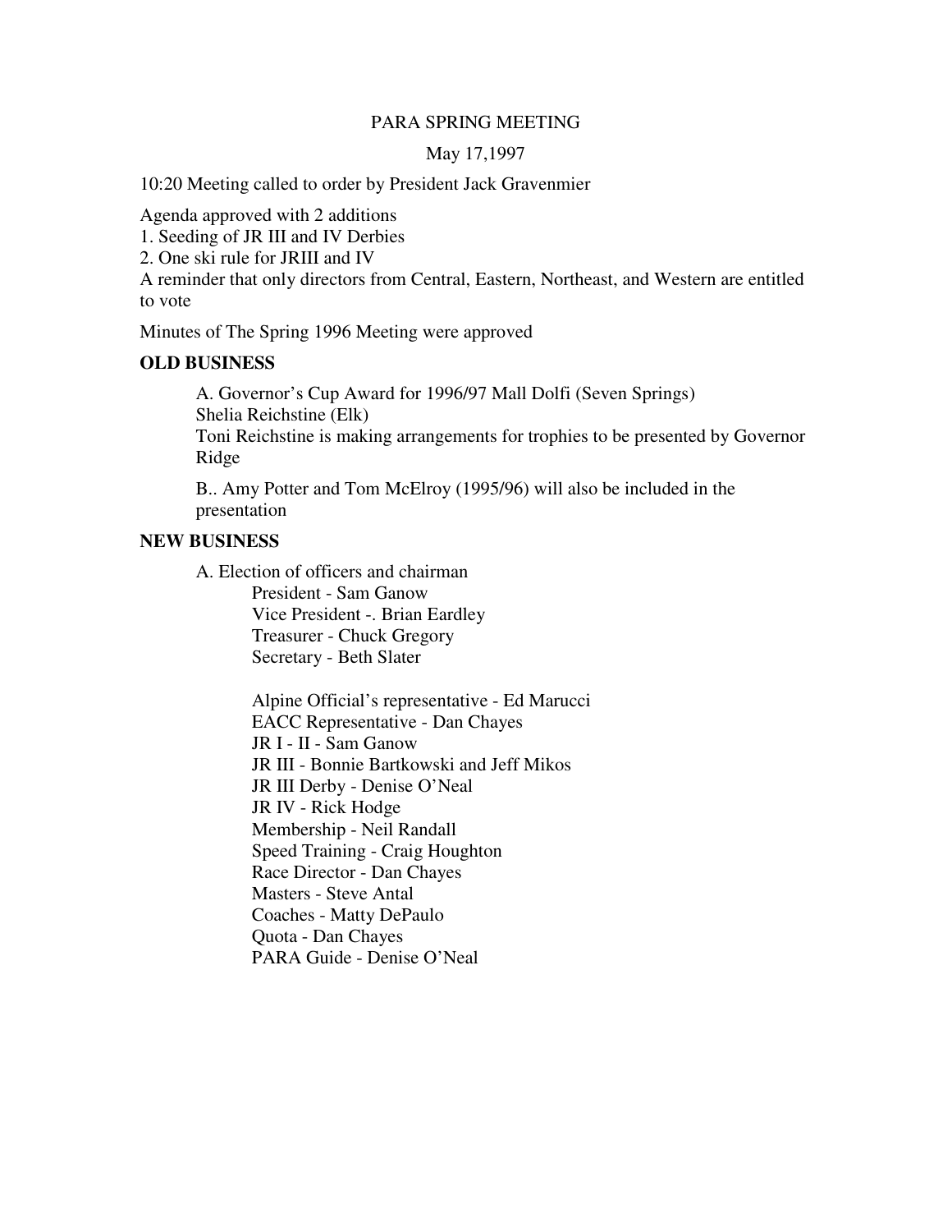PARA SPRING MEETING

May 17,1997

10:20 Meeting called to order by President Jack Gravenmier

Agenda approved with 2 additions

1. Seeding of JR III and IV Derbies
2. One ski rule for JRIII and IV

A reminder that only directors from Central, Eastern, Northeast, and Western are entitled to vote

Minutes of The Spring 1996 Meeting were approved

**OLD BUSINESS**

A. Governor's Cup Award for 1996/97 Mall Dolfi (Seven Springs)
Shelia Reichstine (Elk)
Toni Reichstine is making arrangements for trophies to be presented by Governor Ridge

B.. Amy Potter and Tom McElroy (1995/96) will also be included in the presentation

**NEW BUSINESS**

A. Election of officers and chairman

President - Sam Ganow
Vice President -. Brian Eardley
Treasurer - Chuck Gregory
Secretary - Beth Slater

Alpine Official's representative - Ed Marucci
EACC Representative - Dan Chayes
JR I - II - Sam Ganow
JR III - Bonnie Bartkowski and Jeff Mikos
JR III Derby - Denise O'Neal
JR IV - Rick Hodge
Membership - Neil Randall
Speed Training - Craig Houghton
Race Director - Dan Chayes
Masters - Steve Antal
Coaches - Matty DePaulo
Quota - Dan Chayes
PARA Guide - Denise O'Neal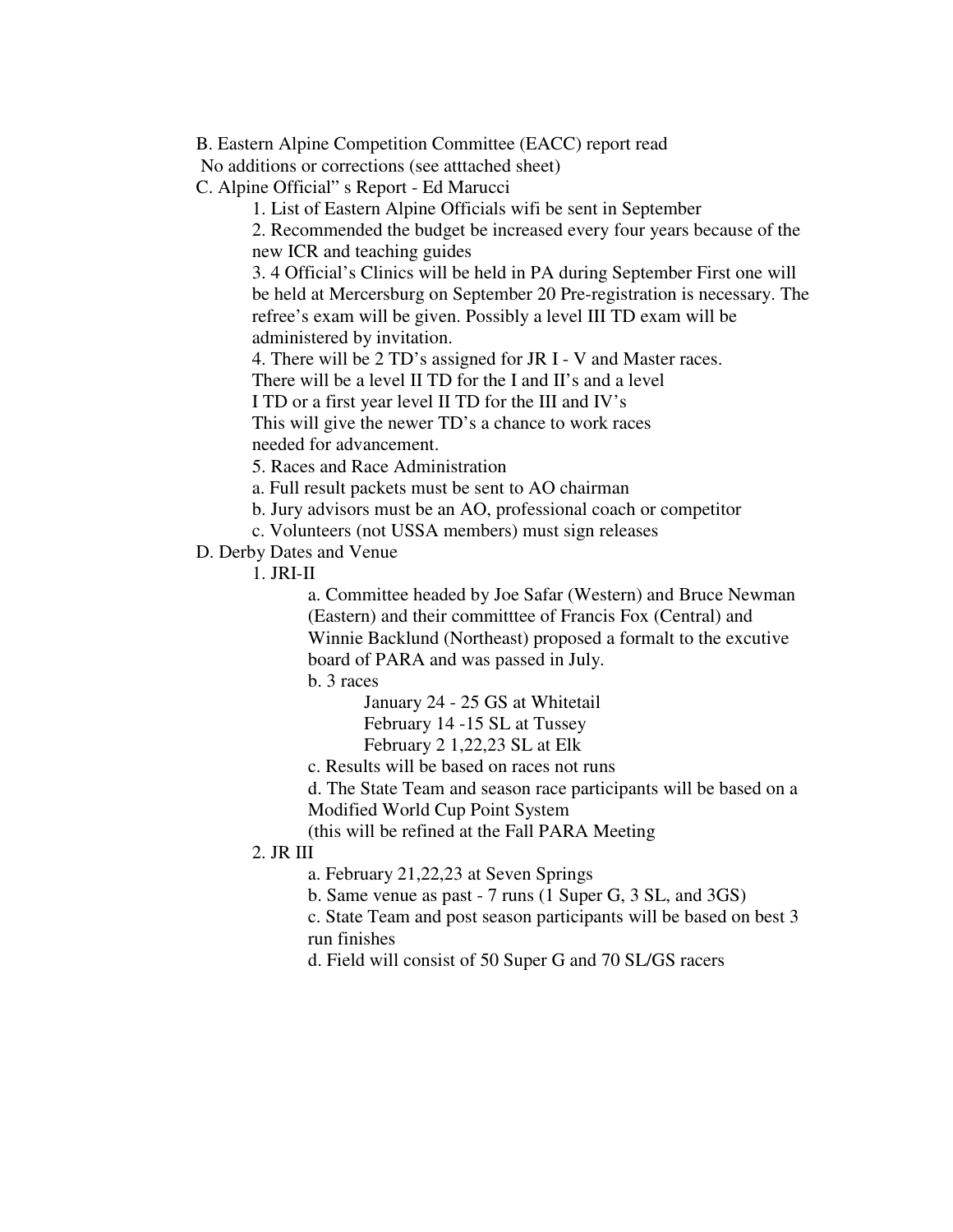B. Eastern Alpine Competition Committee (EACC) report read
No additions or corrections (see atttached sheet)

C. Alpine Official" s Report - Ed Marucci

1. List of Eastern Alpine Officials wifi be sent in September
2. Recommended the budget be increased every four years because of the new ICR and teaching guides
3. 4 Official's Clinics will be held in PA during September First one will be held at Mercersburg on September 20 Pre-registration is necessary. The refree's exam will be given. Possibly a level III TD exam will be administered by invitation.
4. There will be 2 TD's assigned for JR I - V and Master races. There will be a level II TD for the I and II's and a level I TD or a first year level II TD for the III and IV's This will give the newer TD's a chance to work races needed for advancement.
5. Races and Race Administration
   a. Full result packets must be sent to AO chairman
   b. Jury advisors must be an AO, professional coach or competitor
   c. Volunteers (not USSA members) must sign releases

D. Derby Dates and Venue

1. JRI-II
   a. Committee headed by Joe Safar (Western) and Bruce Newman (Eastern) and their committtee of Francis Fox (Central) and Winnie Backlund (Northeast) proposed a formalt to the excutive board of PARA and was passed in July.
   b. 3 races
      - January 24 - 25 GS at Whitetail
      - February 14 -15 SL at Tussey
      - February 2 1,22,23 SL at Elk
   c. Results will be based on races not runs
   d. The State Team and season race participants will be based on a Modified World Cup Point System (this will be refined at the Fall PARA Meeting
2. JR III
   a. February 21,22,23 at Seven Springs
   b. Same venue as past - 7 runs (1 Super G, 3 SL, and 3GS)
   c. State Team and post season participants will be based on best 3 run finishes
   d. Field will consist of 50 Super G and 70 SL/GS racers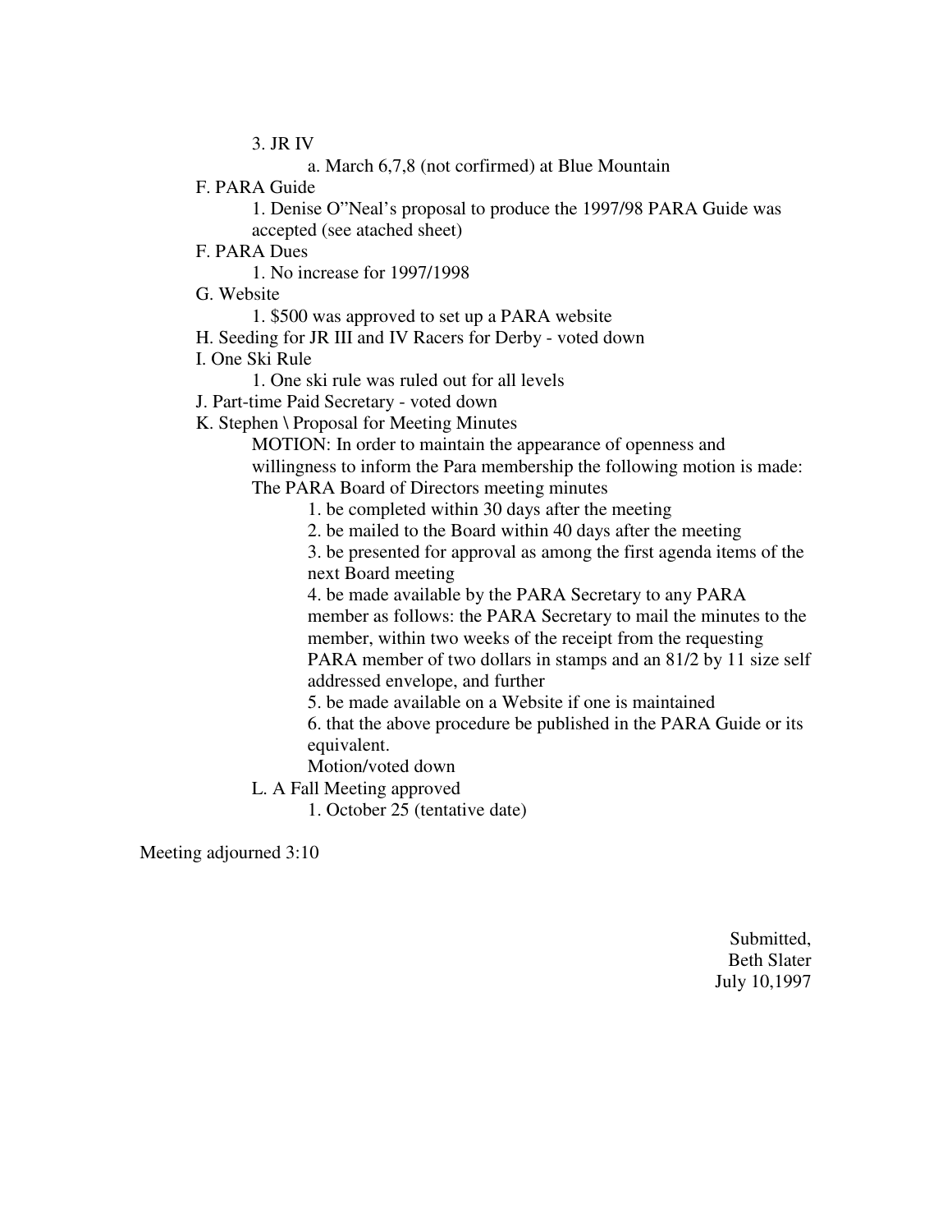3. JR IV
    a. March 6,7,8 (not corfirmed) at Blue Mountain

F. PARA Guide
    1. Denise O"Neal's proposal to produce the 1997/98 PARA Guide was accepted (see atached sheet)

F. PARA Dues
    1. No increase for 1997/1998

G. Website
    1. $500 was approved to set up a PARA website

H. Seeding for JR III and IV Racers for Derby - voted down

I. One Ski Rule
    1. One ski rule was ruled out for all levels

J. Part-time Paid Secretary - voted down

K. Stephen \ Proposal for Meeting Minutes

MOTION: In order to maintain the appearance of openness and willingness to inform the Para membership the following motion is made: The PARA Board of Directors meeting minutes

1. be completed within 30 days after the meeting
2. be mailed to the Board within 40 days after the meeting
3. be presented for approval as among the first agenda items of the next Board meeting
4. be made available by the PARA Secretary to any PARA member as follows: the PARA Secretary to mail the minutes to the member, within two weeks of the receipt from the requesting PARA member of two dollars in stamps and an 81/2 by 11 size self addressed envelope, and further
5. be made available on a Website if one is maintained
6. that the above procedure be published in the PARA Guide or its equivalent.

Motion/voted down

L. A Fall Meeting approved
    1. October 25 (tentative date)

Meeting adjourned 3:10

Submitted,
Beth Slater
July 10,1997